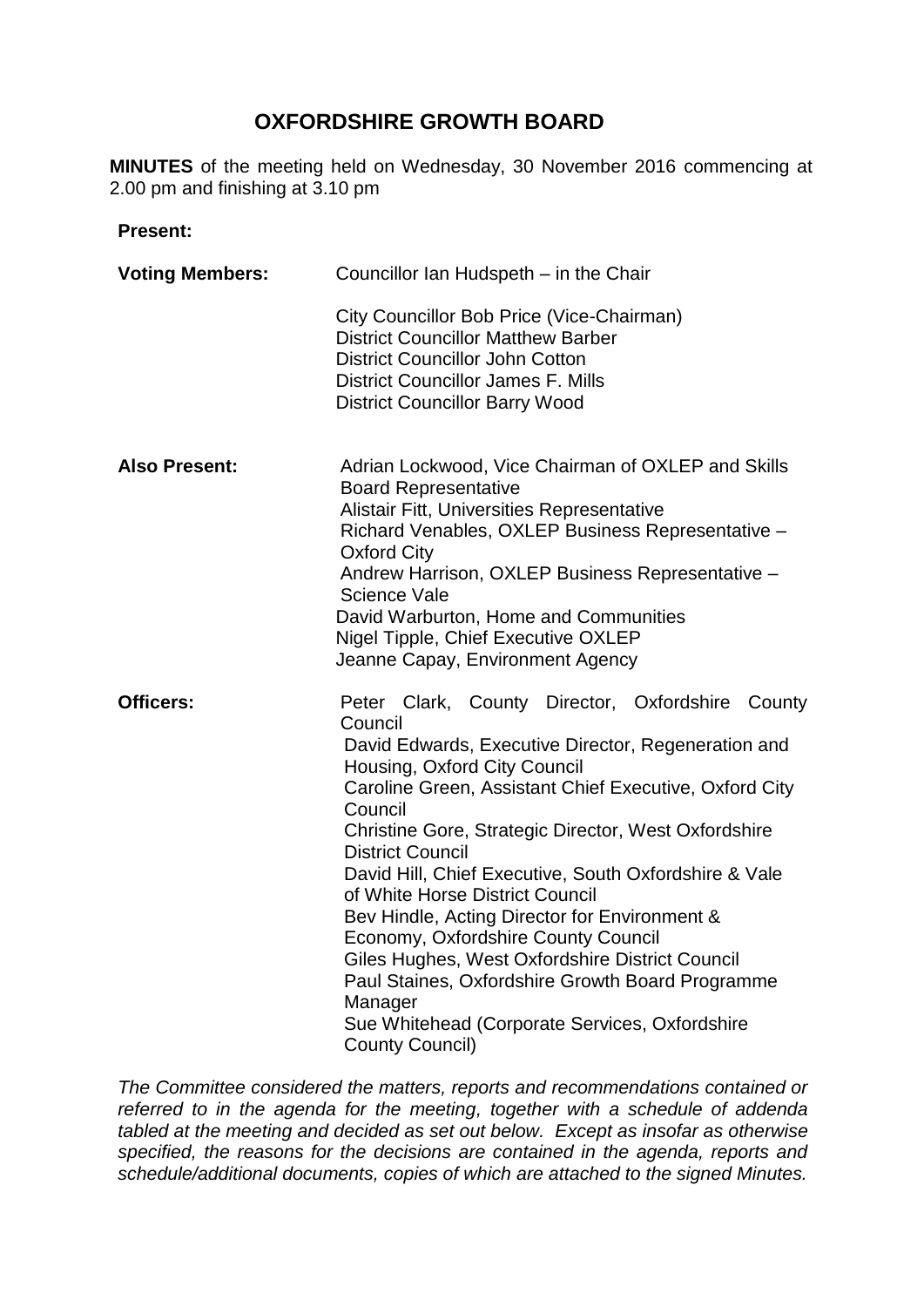# OXFORDSHIRE GROWTH BOARD

**MINUTES** of the meeting held on Wednesday, 30 November 2016 commencing at 2.00 pm and finishing at 3.10 pm

**Present:**

**Voting Members:** Councillor Ian Hudspeth – in the Chair

City Councillor Bob Price (Vice-Chairman)
District Councillor Matthew Barber
District Councillor John Cotton
District Councillor James F. Mills
District Councillor Barry Wood

**Also Present:**

Adrian Lockwood, Vice Chairman of OXLEP and Skills Board Representative
Alistair Fitt, Universities Representative
Richard Venables, OXLEP Business Representative – Oxford City
Andrew Harrison, OXLEP Business Representative – Science Vale
David Warburton, Home and Communities
Nigel Tipple, Chief Executive OXLEP
Jeanne Capay, Environment Agency

**Officers:**

Peter Clark, County Director, Oxfordshire County Council
David Edwards, Executive Director, Regeneration and Housing, Oxford City Council
Caroline Green, Assistant Chief Executive, Oxford City Council
Christine Gore, Strategic Director, West Oxfordshire District Council
David Hill, Chief Executive, South Oxfordshire & Vale of White Horse District Council
Bev Hindle, Acting Director for Environment & Economy, Oxfordshire County Council
Giles Hughes, West Oxfordshire District Council
Paul Staines, Oxfordshire Growth Board Programme Manager
Sue Whitehead (Corporate Services, Oxfordshire County Council)

*The Committee considered the matters, reports and recommendations contained or referred to in the agenda for the meeting, together with a schedule of addenda tabled at the meeting and decided as set out below. Except as insofar as otherwise specified, the reasons for the decisions are contained in the agenda, reports and schedule/additional documents, copies of which are attached to the signed Minutes.*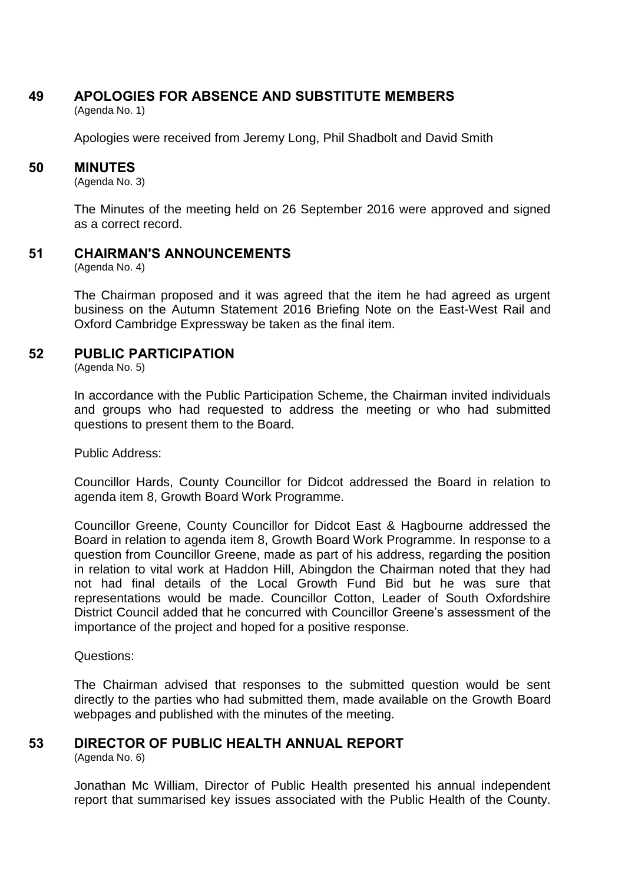## 49 APOLOGIES FOR ABSENCE AND SUBSTITUTE MEMBERS

(Agenda No. 1)

Apologies were received from Jeremy Long, Phil Shadbolt and David Smith

## 50 MINUTES

(Agenda No. 3)

The Minutes of the meeting held on 26 September 2016 were approved and signed as a correct record.

## 51 CHAIRMAN'S ANNOUNCEMENTS

(Agenda No. 4)

The Chairman proposed and it was agreed that the item he had agreed as urgent business on the Autumn Statement 2016 Briefing Note on the East-West Rail and Oxford Cambridge Expressway be taken as the final item.

## 52 PUBLIC PARTICIPATION

(Agenda No. 5)

In accordance with the Public Participation Scheme, the Chairman invited individuals and groups who had requested to address the meeting or who had submitted questions to present them to the Board.

Public Address:

Councillor Hards, County Councillor for Didcot addressed the Board in relation to agenda item 8, Growth Board Work Programme.

Councillor Greene, County Councillor for Didcot East & Hagbourne addressed the Board in relation to agenda item 8, Growth Board Work Programme. In response to a question from Councillor Greene, made as part of his address, regarding the position in relation to vital work at Haddon Hill, Abingdon the Chairman noted that they had not had final details of the Local Growth Fund Bid but he was sure that representations would be made. Councillor Cotton, Leader of South Oxfordshire District Council added that he concurred with Councillor Greene's assessment of the importance of the project and hoped for a positive response.

Questions:

The Chairman advised that responses to the submitted question would be sent directly to the parties who had submitted them, made available on the Growth Board webpages and published with the minutes of the meeting.

## 53 DIRECTOR OF PUBLIC HEALTH ANNUAL REPORT

(Agenda No. 6)

Jonathan Mc William, Director of Public Health presented his annual independent report that summarised key issues associated with the Public Health of the County.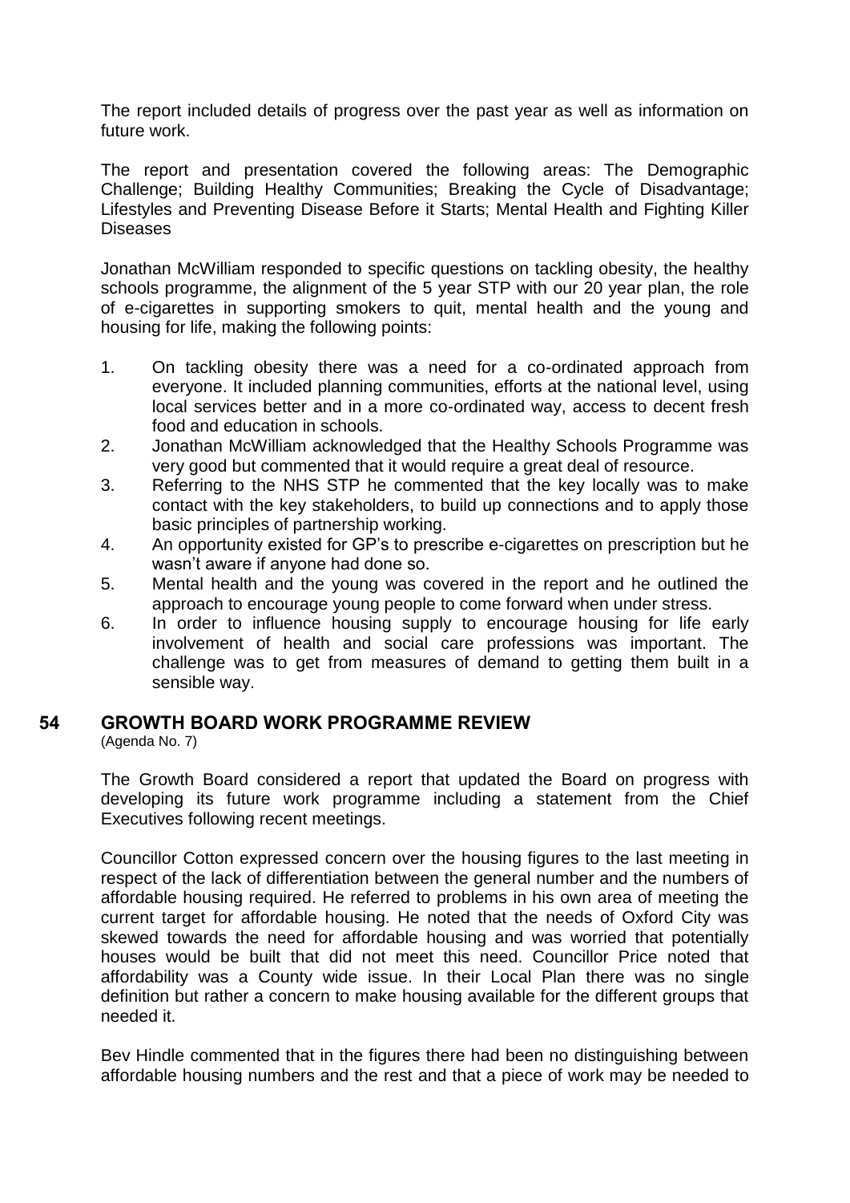The report included details of progress over the past year as well as information on future work.

The report and presentation covered the following areas: The Demographic Challenge; Building Healthy Communities; Breaking the Cycle of Disadvantage; Lifestyles and Preventing Disease Before it Starts; Mental Health and Fighting Killer Diseases

Jonathan McWilliam responded to specific questions on tackling obesity, the healthy schools programme, the alignment of the 5 year STP with our 20 year plan, the role of e-cigarettes in supporting smokers to quit, mental health and the young and housing for life, making the following points:

1. On tackling obesity there was a need for a co-ordinated approach from everyone. It included planning communities, efforts at the national level, using local services better and in a more co-ordinated way, access to decent fresh food and education in schools.
2. Jonathan McWilliam acknowledged that the Healthy Schools Programme was very good but commented that it would require a great deal of resource.
3. Referring to the NHS STP he commented that the key locally was to make contact with the key stakeholders, to build up connections and to apply those basic principles of partnership working.
4. An opportunity existed for GP's to prescribe e-cigarettes on prescription but he wasn't aware if anyone had done so.
5. Mental health and the young was covered in the report and he outlined the approach to encourage young people to come forward when under stress.
6. In order to influence housing supply to encourage housing for life early involvement of health and social care professions was important. The challenge was to get from measures of demand to getting them built in a sensible way.

## 54 GROWTH BOARD WORK PROGRAMME REVIEW

(Agenda No. 7)

The Growth Board considered a report that updated the Board on progress with developing its future work programme including a statement from the Chief Executives following recent meetings.

Councillor Cotton expressed concern over the housing figures to the last meeting in respect of the lack of differentiation between the general number and the numbers of affordable housing required. He referred to problems in his own area of meeting the current target for affordable housing. He noted that the needs of Oxford City was skewed towards the need for affordable housing and was worried that potentially houses would be built that did not meet this need. Councillor Price noted that affordability was a County wide issue. In their Local Plan there was no single definition but rather a concern to make housing available for the different groups that needed it.

Bev Hindle commented that in the figures there had been no distinguishing between affordable housing numbers and the rest and that a piece of work may be needed to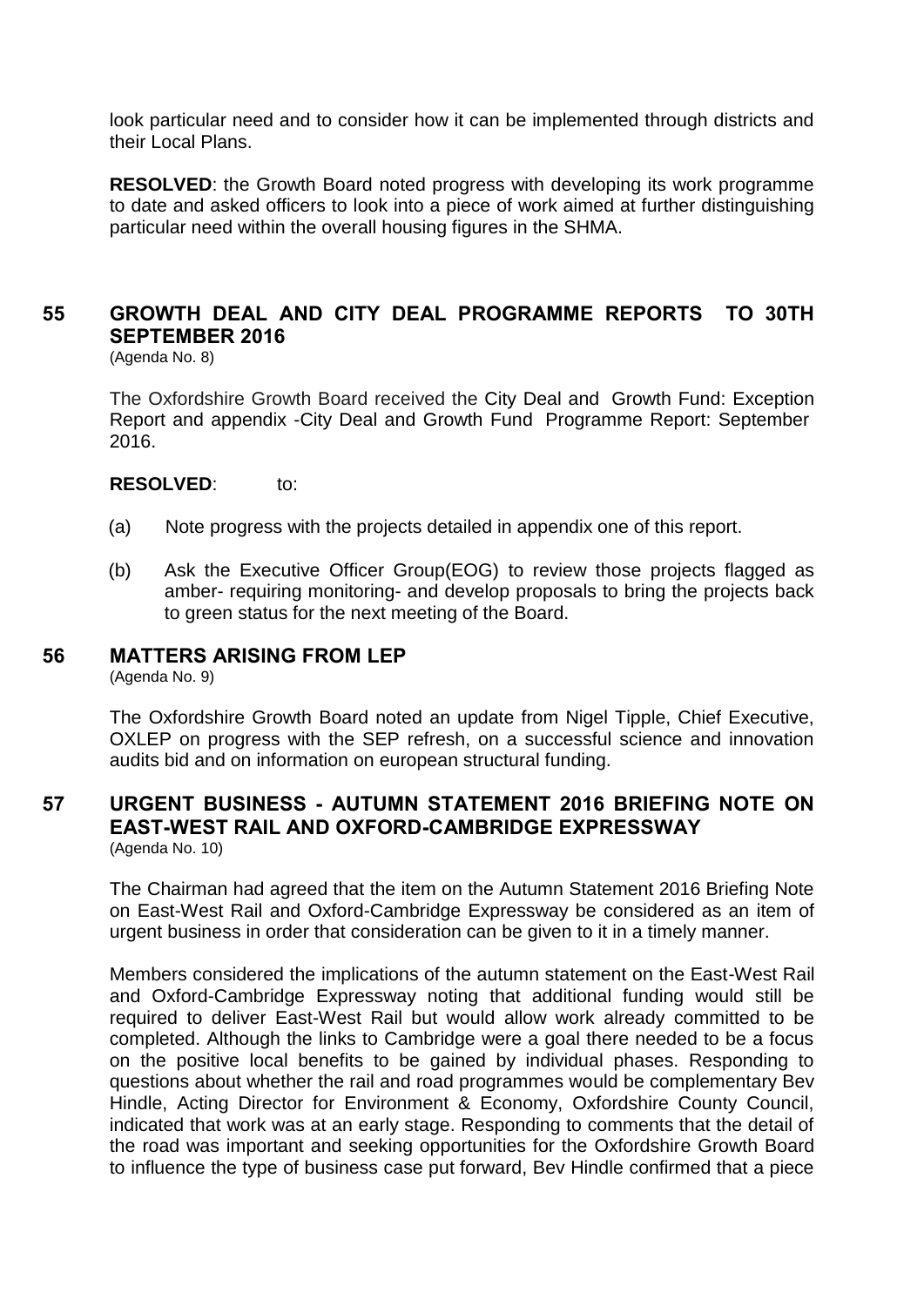look particular need and to consider how it can be implemented through districts and their Local Plans.

**RESOLVED**: the Growth Board noted progress with developing its work programme to date and asked officers to look into a piece of work aimed at further distinguishing particular need within the overall housing figures in the SHMA.

## 55 GROWTH DEAL AND CITY DEAL PROGRAMME REPORTS TO 30TH SEPTEMBER 2016

(Agenda No. 8)

The Oxfordshire Growth Board received the City Deal and Growth Fund: Exception Report and appendix -City Deal and Growth Fund Programme Report: September 2016.

**RESOLVED**: to:

(a) Note progress with the projects detailed in appendix one of this report.

(b) Ask the Executive Officer Group(EOG) to review those projects flagged as amber- requiring monitoring- and develop proposals to bring the projects back to green status for the next meeting of the Board.

## 56 MATTERS ARISING FROM LEP

(Agenda No. 9)

The Oxfordshire Growth Board noted an update from Nigel Tipple, Chief Executive, OXLEP on progress with the SEP refresh, on a successful science and innovation audits bid and on information on european structural funding.

## 57 URGENT BUSINESS - AUTUMN STATEMENT 2016 BRIEFING NOTE ON EAST-WEST RAIL AND OXFORD-CAMBRIDGE EXPRESSWAY

(Agenda No. 10)

The Chairman had agreed that the item on the Autumn Statement 2016 Briefing Note on East-West Rail and Oxford-Cambridge Expressway be considered as an item of urgent business in order that consideration can be given to it in a timely manner.

Members considered the implications of the autumn statement on the East-West Rail and Oxford-Cambridge Expressway noting that additional funding would still be required to deliver East-West Rail but would allow work already committed to be completed. Although the links to Cambridge were a goal there needed to be a focus on the positive local benefits to be gained by individual phases. Responding to questions about whether the rail and road programmes would be complementary Bev Hindle, Acting Director for Environment & Economy, Oxfordshire County Council, indicated that work was at an early stage. Responding to comments that the detail of the road was important and seeking opportunities for the Oxfordshire Growth Board to influence the type of business case put forward, Bev Hindle confirmed that a piece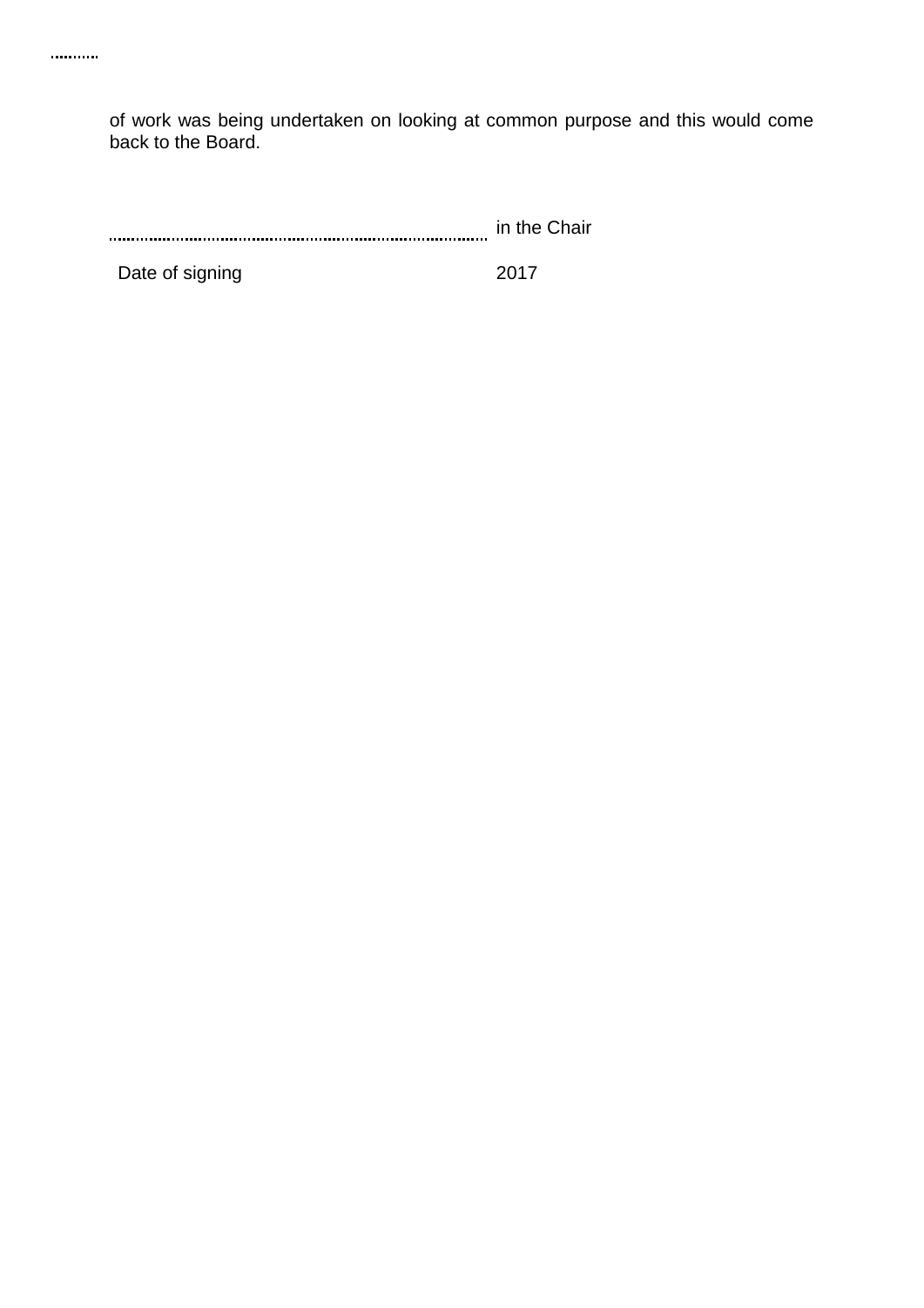of work was being undertaken on looking at common purpose and this would come back to the Board.

………………………………………………………… in the Chair

Date of signing 2017